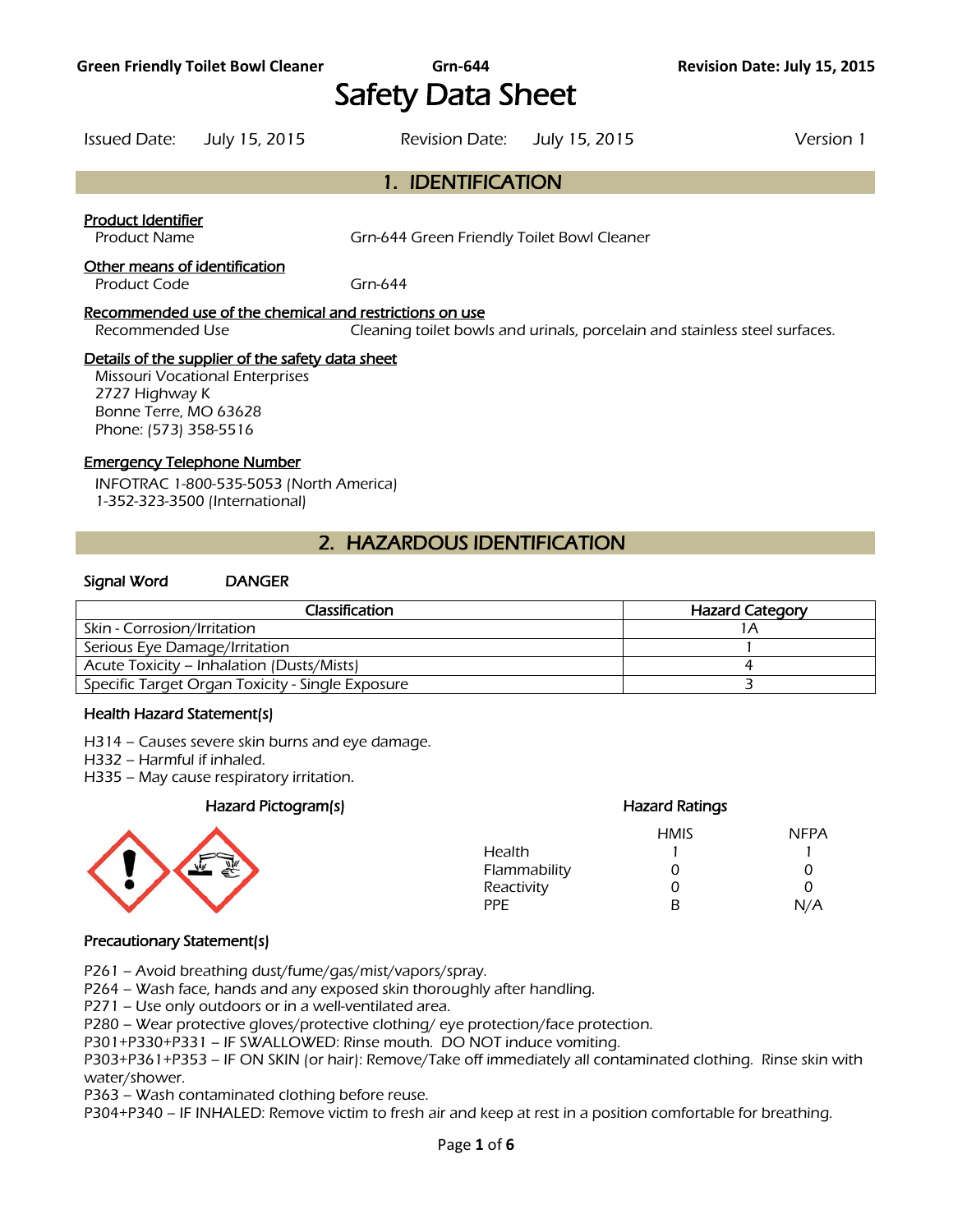# Safety Data Sheet

Issued Date: July 15, 2015 Revision Date: July 15, 2015 Version 1

## 1. IDENTIFICATION

**Product Identifier**

Product Name: Grn-644 Green Friendly Toilet Bowl Cleaner

**Other means of identification**

Product Code: Grn-644

**Recommended use of the chemical and restrictions on use**

Recommended Use: Cleaning toilet bowls and urinals, porcelain and stainless steel surfaces.

**Details of the supplier of the safety data sheet**

Missouri Vocational Enterprises
2727 Highway K
Bonne Terre, MO 63628
Phone: (573) 358-5516

**Emergency Telephone Number**

INFOTRAC 1-800-535-5053 (North America)
1-352-323-3500 (International)

## 2. HAZARDOUS IDENTIFICATION

**Signal Word** DANGER

| Classification | Hazard Category |
|---|---|
| Skin - Corrosion/Irritation | 1A |
| Serious Eye Damage/Irritation | 1 |
| Acute Toxicity – Inhalation (Dusts/Mists) | 4 |
| Specific Target Organ Toxicity - Single Exposure | 3 |

### Health Hazard Statement(s)

H314 – Causes severe skin burns and eye damage.
H332 – Harmful if inhaled.
H335 – May cause respiratory irritation.

### Hazard Pictogram(s)

### Hazard Ratings

| | HMIS | NFPA |
|---|---|---|
| Health | 1 | 1 |
| Flammability | 0 | 0 |
| Reactivity | 0 | 0 |
| PPE | B | N/A |

### Precautionary Statement(s)

P261 – Avoid breathing dust/fume/gas/mist/vapors/spray.
P264 – Wash face, hands and any exposed skin thoroughly after handling.
P271 – Use only outdoors or in a well-ventilated area.
P280 – Wear protective gloves/protective clothing/ eye protection/face protection.
P301+P330+P331 – IF SWALLOWED: Rinse mouth. DO NOT induce vomiting.
P303+P361+P353 – IF ON SKIN (or hair): Remove/Take off immediately all contaminated clothing. Rinse skin with water/shower.
P363 – Wash contaminated clothing before reuse.
P304+P340 – IF INHALED: Remove victim to fresh air and keep at rest in a position comfortable for breathing.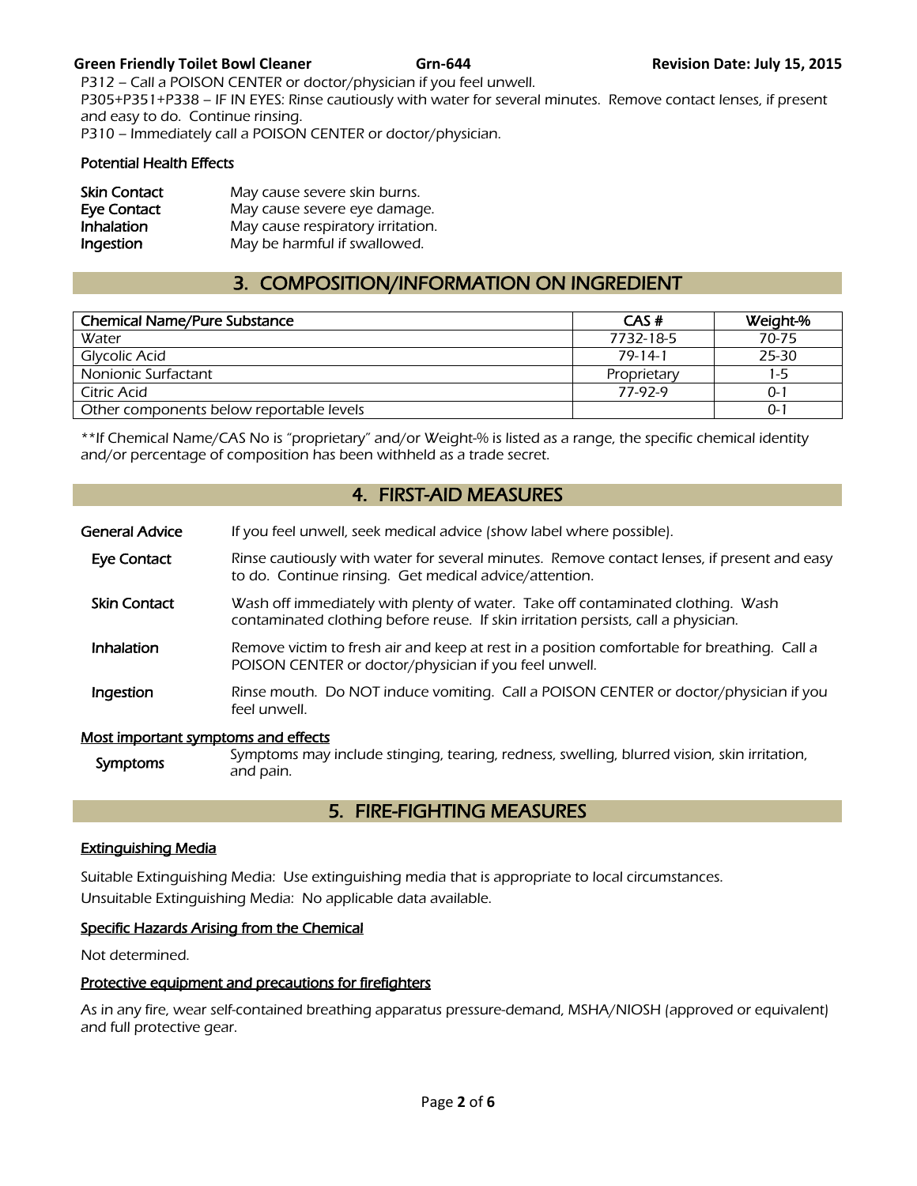P312 – Call a POISON CENTER or doctor/physician if you feel unwell.
P305+P351+P338 – IF IN EYES: Rinse cautiously with water for several minutes. Remove contact lenses, if present and easy to do. Continue rinsing.
P310 – Immediately call a POISON CENTER or doctor/physician.

### Potential Health Effects

| | |
|---|---|
| **Skin Contact** | May cause severe skin burns. |
| **Eye Contact** | May cause severe eye damage. |
| **Inhalation** | May cause respiratory irritation. |
| **Ingestion** | May be harmful if swallowed. |

## 3. COMPOSITION/INFORMATION ON INGREDIENT

| Chemical Name/Pure Substance | CAS # | Weight-% |
|---|---|---|
| Water | 7732-18-5 | 70-75 |
| Glycolic Acid | 79-14-1 | 25-30 |
| Nonionic Surfactant | Proprietary | 1-5 |
| Citric Acid | 77-92-9 | 0-1 |
| Other components below reportable levels | | 0-1 |

*\*\*If Chemical Name/CAS No is "proprietary" and/or Weight-% is listed as a range, the specific chemical identity and/or percentage of composition has been withheld as a trade secret.*

## 4. FIRST-AID MEASURES

**General Advice** If you feel unwell, seek medical advice (show label where possible).

**Eye Contact** Rinse cautiously with water for several minutes. Remove contact lenses, if present and easy to do. Continue rinsing. Get medical advice/attention.

**Skin Contact** Wash off immediately with plenty of water. Take off contaminated clothing. Wash contaminated clothing before reuse. If skin irritation persists, call a physician.

**Inhalation** Remove victim to fresh air and keep at rest in a position comfortable for breathing. Call a POISON CENTER or doctor/physician if you feel unwell.

**Ingestion** Rinse mouth. Do NOT induce vomiting. Call a POISON CENTER or doctor/physician if you feel unwell.

### Most important symptoms and effects

**Symptoms** Symptoms may include stinging, tearing, redness, swelling, blurred vision, skin irritation, and pain.

## 5. FIRE-FIGHTING MEASURES

### Extinguishing Media

Suitable Extinguishing Media: Use extinguishing media that is appropriate to local circumstances.
Unsuitable Extinguishing Media: No applicable data available.

### Specific Hazards Arising from the Chemical

Not determined.

### Protective equipment and precautions for firefighters

As in any fire, wear self-contained breathing apparatus pressure-demand, MSHA/NIOSH (approved or equivalent) and full protective gear.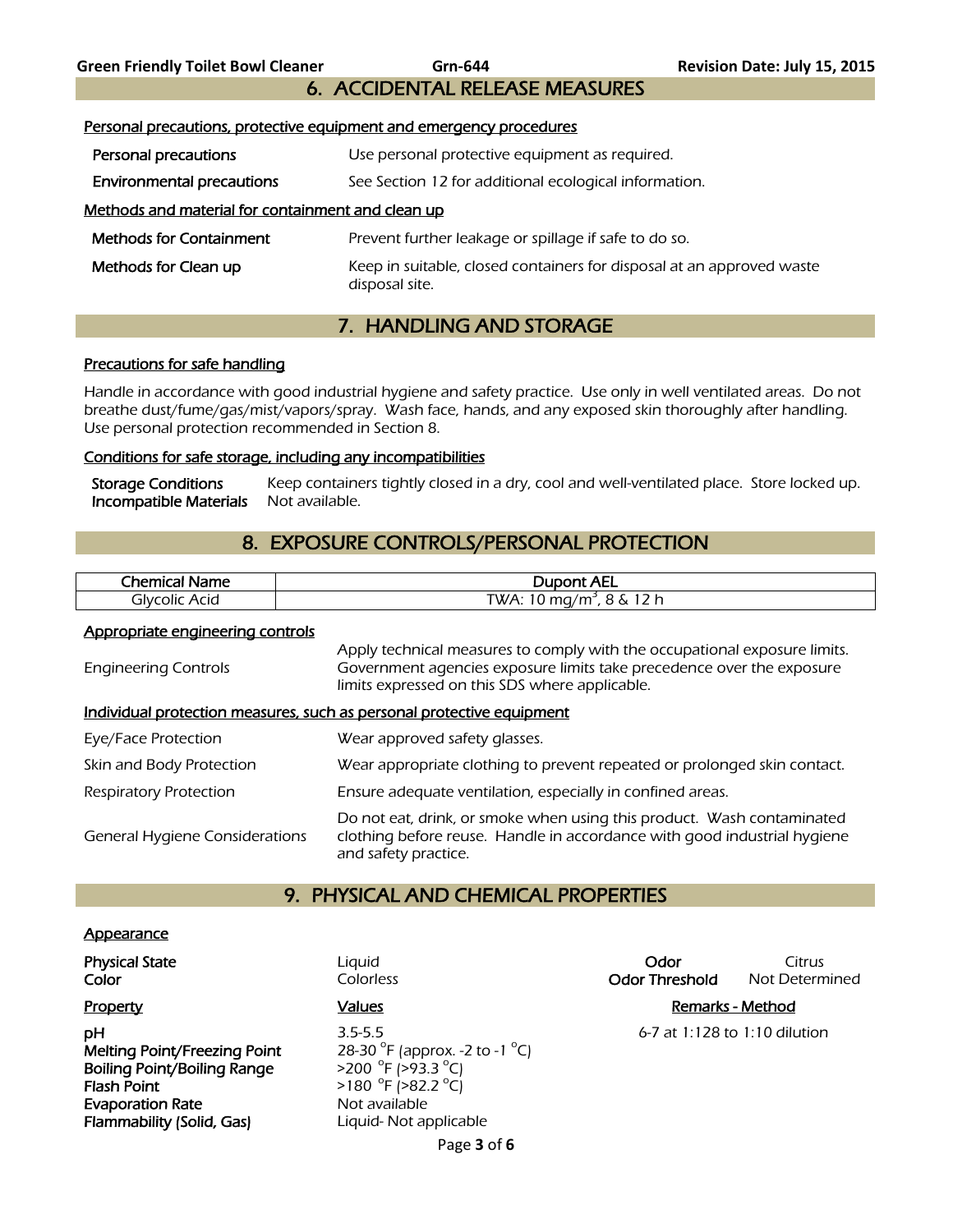## 6. ACCIDENTAL RELEASE MEASURES

### Personal precautions, protective equipment and emergency procedures

| | |
|---|---|
| **Personal precautions** | Use personal protective equipment as required. |
| **Environmental precautions** | See Section 12 for additional ecological information. |

### Methods and material for containment and clean up

| | |
|---|---|
| **Methods for Containment** | Prevent further leakage or spillage if safe to do so. |
| **Methods for Clean up** | Keep in suitable, closed containers for disposal at an approved waste disposal site. |

## 7. HANDLING AND STORAGE

### Precautions for safe handling

Handle in accordance with good industrial hygiene and safety practice. Use only in well ventilated areas. Do not breathe dust/fume/gas/mist/vapors/spray. Wash face, hands, and any exposed skin thoroughly after handling. Use personal protection recommended in Section 8.

### Conditions for safe storage, including any incompatibilities

| | |
|---|---|
| **Storage Conditions** | Keep containers tightly closed in a dry, cool and well-ventilated place. Store locked up. |
| **Incompatible Materials** | Not available. |

## 8. EXPOSURE CONTROLS/PERSONAL PROTECTION

| Chemical Name | Dupont AEL |
|---|---|
| Glycolic Acid | TWA: 10 $mg/m^3$, 8 & 12 h |

### Appropriate engineering controls

| | |
|---|---|
| Engineering Controls | Apply technical measures to comply with the occupational exposure limits. Government agencies exposure limits take precedence over the exposure limits expressed on this SDS where applicable. |

### Individual protection measures, such as personal protective equipment

| | |
|---|---|
| Eye/Face Protection | Wear approved safety glasses. |
| Skin and Body Protection | Wear appropriate clothing to prevent repeated or prolonged skin contact. |
| Respiratory Protection | Ensure adequate ventilation, especially in confined areas. |
| General Hygiene Considerations | Do not eat, drink, or smoke when using this product. Wash contaminated clothing before reuse. Handle in accordance with good industrial hygiene and safety practice. |

## 9. PHYSICAL AND CHEMICAL PROPERTIES

### Appearance

| | | | |
|---|---|---|---|
| **Physical State** | Liquid | **Odor** | Citrus |
| **Color** | Colorless | **Odor Threshold** | Not Determined |

| Property | Values | Remarks - Method |
|---|---|---|
| **pH** | 3.5-5.5 | 6-7 at 1:128 to 1:10 dilution |
| **Melting Point/Freezing Point** | 28-30 °F (approx. -2 to -1 °C) | |
| **Boiling Point/Boiling Range** | >200 °F (>93.3 °C) | |
| **Flash Point** | >180 °F (>82.2 °C) | |
| **Evaporation Rate** | Not available | |
| **Flammability (Solid, Gas)** | Liquid- Not applicable | |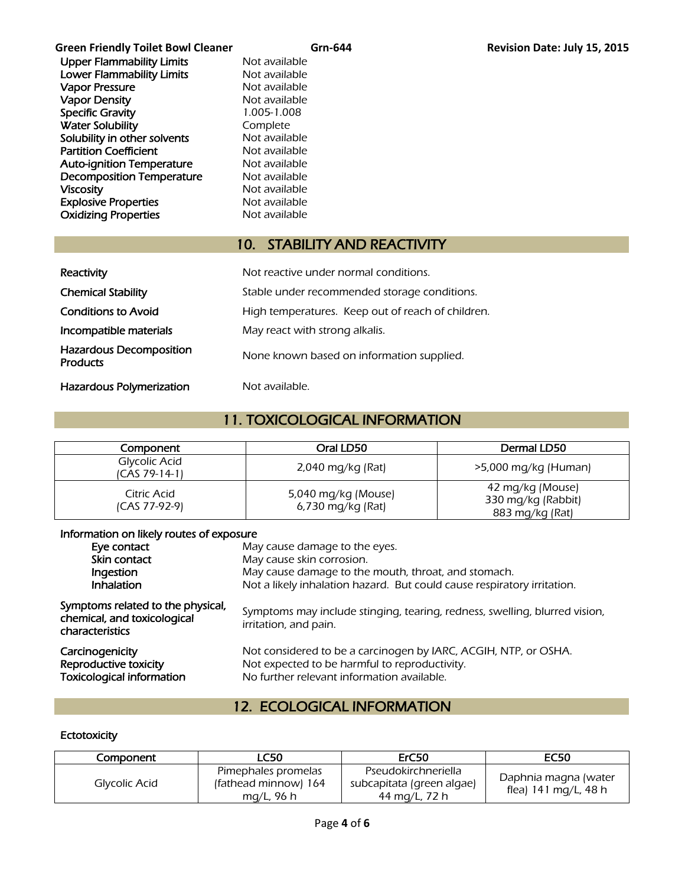| | |
|---|---|
| **Upper Flammability Limits** | Not available |
| **Lower Flammability Limits** | Not available |
| **Vapor Pressure** | Not available |
| **Vapor Density** | Not available |
| **Specific Gravity** | 1.005-1.008 |
| **Water Solubility** | Complete |
| **Solubility in other solvents** | Not available |
| **Partition Coefficient** | Not available |
| **Auto-ignition Temperature** | Not available |
| **Decomposition Temperature** | Not available |
| **Viscosity** | Not available |
| **Explosive Properties** | Not available |
| **Oxidizing Properties** | Not available |

## 10. STABILITY AND REACTIVITY

| | |
|---|---|
| **Reactivity** | Not reactive under normal conditions. |
| **Chemical Stability** | Stable under recommended storage conditions. |
| **Conditions to Avoid** | High temperatures. Keep out of reach of children. |
| **Incompatible materials** | May react with strong alkalis. |
| **Hazardous Decomposition Products** | None known based on information supplied. |
| **Hazardous Polymerization** | Not available. |

## 11. TOXICOLOGICAL INFORMATION

| Component | Oral LD50 | Dermal LD50 |
|---|---|---|
| Glycolic Acid (CAS 79-14-1) | 2,040 mg/kg (Rat) | >5,000 mg/kg (Human) |
| Citric Acid (CAS 77-92-9) | 5,040 mg/kg (Mouse)<br>6,730 mg/kg (Rat) | 42 mg/kg (Mouse)<br>330 mg/kg (Rabbit)<br>883 mg/kg (Rat) |

**Information on likely routes of exposure**

| | |
|---|---|
| **Eye contact** | May cause damage to the eyes. |
| **Skin contact** | May cause skin corrosion. |
| **Ingestion** | May cause damage to the mouth, throat, and stomach. |
| **Inhalation** | Not a likely inhalation hazard. But could cause respiratory irritation. |

| | |
|---|---|
| **Symptoms related to the physical, chemical, and toxicological characteristics** | Symptoms may include stinging, tearing, redness, swelling, blurred vision, irritation, and pain. |
| **Carcinogenicity** | Not considered to be a carcinogen by IARC, ACGIH, NTP, or OSHA. |
| **Reproductive toxicity** | Not expected to be harmful to reproductivity. |
| **Toxicological information** | No further relevant information available. |

## 12. ECOLOGICAL INFORMATION

**Ectotoxicity**

| Component | LC50 | ErC50 | EC50 |
|---|---|---|---|
| Glycolic Acid | Pimephales promelas (fathead minnow) 164 mg/L, 96 h | Pseudokirchneriella subcapitata (green algae) 44 mg/L, 72 h | Daphnia magna (water flea) 141 mg/L, 48 h |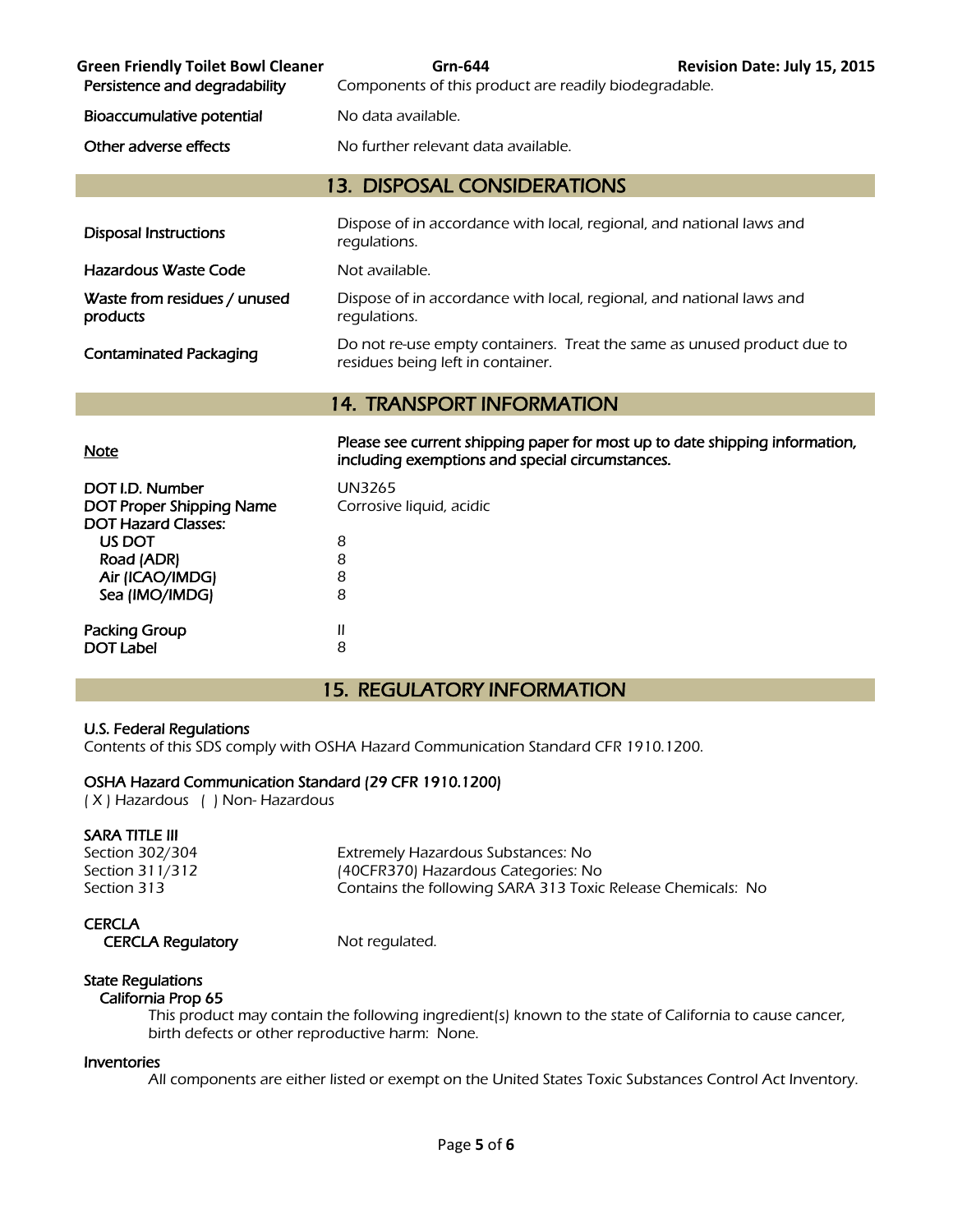| | |
|---|---|
| Persistence and degradability | Components of this product are readily biodegradable. |
| Bioaccumulative potential | No data available. |
| Other adverse effects | No further relevant data available. |

## 13. DISPOSAL CONSIDERATIONS

| | |
|---|---|
| Disposal Instructions | Dispose of in accordance with local, regional, and national laws and regulations. |
| Hazardous Waste Code | Not available. |
| Waste from residues / unused products | Dispose of in accordance with local, regional, and national laws and regulations. |
| Contaminated Packaging | Do not re-use empty containers. Treat the same as unused product due to residues being left in container. |

## 14. TRANSPORT INFORMATION

| | |
|---|---|
| Note | **Please see current shipping paper for most up to date shipping information, including exemptions and special circumstances.** |
| DOT I.D. Number | UN3265 |
| DOT Proper Shipping Name | Corrosive liquid, acidic |
| DOT Hazard Classes: | |
| US DOT | 8 |
| Road (ADR) | 8 |
| Air (ICAO/IMDG) | 8 |
| Sea (IMO/IMDG) | 8 |
| Packing Group | II |
| DOT Label | 8 |

## 15. REGULATORY INFORMATION

**U.S. Federal Regulations**
Contents of this SDS comply with OSHA Hazard Communication Standard CFR 1910.1200.

**OSHA Hazard Communication Standard (29 CFR 1910.1200)**
( X ) Hazardous ( ) Non- Hazardous

**SARA TITLE III**

| | |
|---|---|
| Section 302/304 | Extremely Hazardous Substances: No |
| Section 311/312 | (40CFR370) Hazardous Categories: No |
| Section 313 | Contains the following SARA 313 Toxic Release Chemicals: No |

**CERCLA**

| | |
|---|---|
| CERCLA Regulatory | Not regulated. |

**State Regulations**

California Prop 65

This product may contain the following ingredient(s) known to the state of California to cause cancer, birth defects or other reproductive harm: None.

**Inventories**

All components are either listed or exempt on the United States Toxic Substances Control Act Inventory.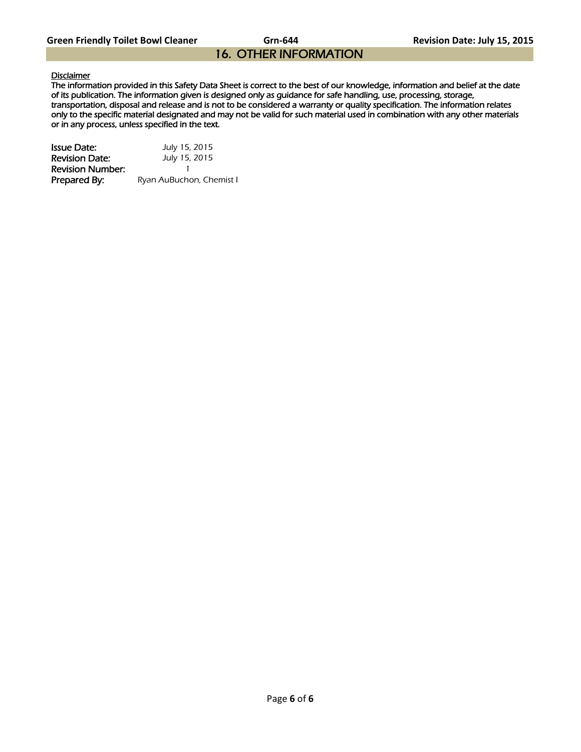## 16. OTHER INFORMATION

Disclaimer

The information provided in this Safety Data Sheet is correct to the best of our knowledge, information and belief at the date of its publication. The information given is designed only as guidance for safe handling, use, processing, storage, transportation, disposal and release and is not to be considered a warranty or quality specification. The information relates only to the specific material designated and may not be valid for such material used in combination with any other materials or in any process, unless specified in the text.

| | |
|---|---|
| Issue Date: | July 15, 2015 |
| Revision Date: | July 15, 2015 |
| Revision Number: | 1 |
| Prepared By: | Ryan AuBuchon, Chemist I |